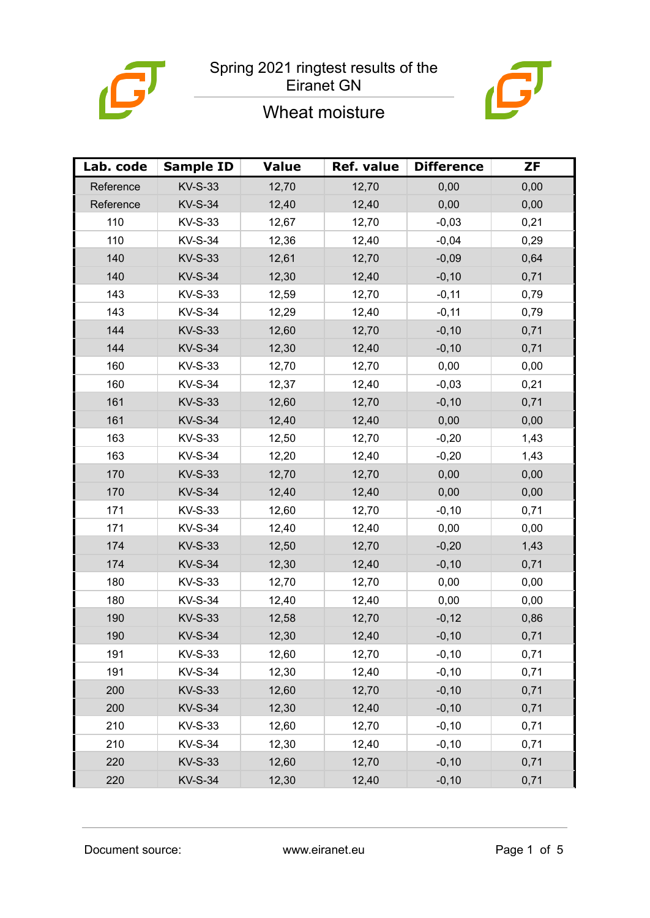# Spring 2021 ringtest results of the Eiranet GN

## Wheat moisture

| Lab. code | Sample ID | Value | Ref. value | Difference | ZF |
|---|---|---|---|---|---|
| Reference | KV-S-33 | 12,70 | 12,70 | 0,00 | 0,00 |
| Reference | KV-S-34 | 12,40 | 12,40 | 0,00 | 0,00 |
| 110 | KV-S-33 | 12,67 | 12,70 | -0,03 | 0,21 |
| 110 | KV-S-34 | 12,36 | 12,40 | -0,04 | 0,29 |
| 140 | KV-S-33 | 12,61 | 12,70 | -0,09 | 0,64 |
| 140 | KV-S-34 | 12,30 | 12,40 | -0,10 | 0,71 |
| 143 | KV-S-33 | 12,59 | 12,70 | -0,11 | 0,79 |
| 143 | KV-S-34 | 12,29 | 12,40 | -0,11 | 0,79 |
| 144 | KV-S-33 | 12,60 | 12,70 | -0,10 | 0,71 |
| 144 | KV-S-34 | 12,30 | 12,40 | -0,10 | 0,71 |
| 160 | KV-S-33 | 12,70 | 12,70 | 0,00 | 0,00 |
| 160 | KV-S-34 | 12,37 | 12,40 | -0,03 | 0,21 |
| 161 | KV-S-33 | 12,60 | 12,70 | -0,10 | 0,71 |
| 161 | KV-S-34 | 12,40 | 12,40 | 0,00 | 0,00 |
| 163 | KV-S-33 | 12,50 | 12,70 | -0,20 | 1,43 |
| 163 | KV-S-34 | 12,20 | 12,40 | -0,20 | 1,43 |
| 170 | KV-S-33 | 12,70 | 12,70 | 0,00 | 0,00 |
| 170 | KV-S-34 | 12,40 | 12,40 | 0,00 | 0,00 |
| 171 | KV-S-33 | 12,60 | 12,70 | -0,10 | 0,71 |
| 171 | KV-S-34 | 12,40 | 12,40 | 0,00 | 0,00 |
| 174 | KV-S-33 | 12,50 | 12,70 | -0,20 | 1,43 |
| 174 | KV-S-34 | 12,30 | 12,40 | -0,10 | 0,71 |
| 180 | KV-S-33 | 12,70 | 12,70 | 0,00 | 0,00 |
| 180 | KV-S-34 | 12,40 | 12,40 | 0,00 | 0,00 |
| 190 | KV-S-33 | 12,58 | 12,70 | -0,12 | 0,86 |
| 190 | KV-S-34 | 12,30 | 12,40 | -0,10 | 0,71 |
| 191 | KV-S-33 | 12,60 | 12,70 | -0,10 | 0,71 |
| 191 | KV-S-34 | 12,30 | 12,40 | -0,10 | 0,71 |
| 200 | KV-S-33 | 12,60 | 12,70 | -0,10 | 0,71 |
| 200 | KV-S-34 | 12,30 | 12,40 | -0,10 | 0,71 |
| 210 | KV-S-33 | 12,60 | 12,70 | -0,10 | 0,71 |
| 210 | KV-S-34 | 12,30 | 12,40 | -0,10 | 0,71 |
| 220 | KV-S-33 | 12,60 | 12,70 | -0,10 | 0,71 |
| 220 | KV-S-34 | 12,30 | 12,40 | -0,10 | 0,71 |

Document source: www.eiranet.eu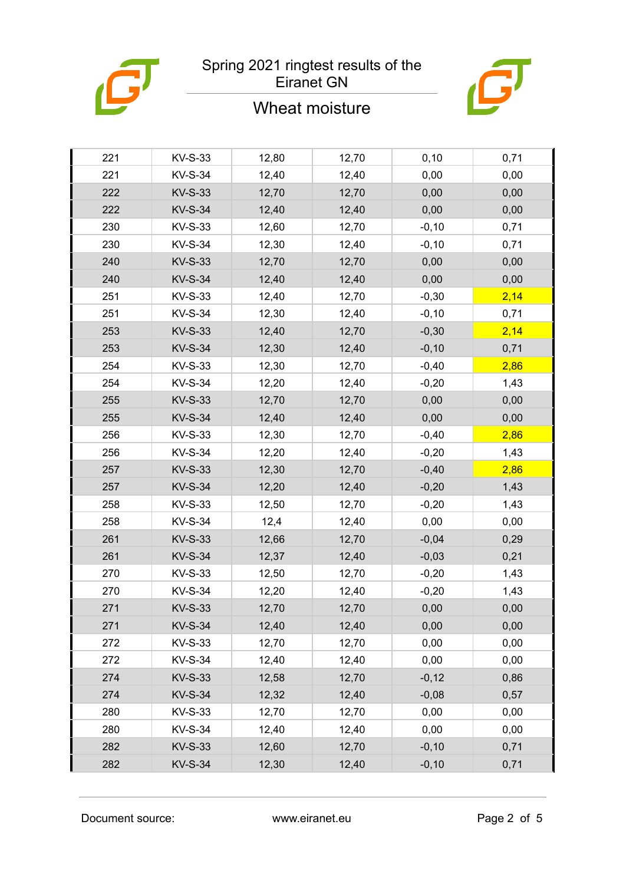# Spring 2021 ringtest results of the Eiranet GN

## Wheat moisture

| | | | | | |
|---|---|---|---|---|---|
| 221 | KV-S-33 | 12,80 | 12,70 | 0,10 | 0,71 |
| 221 | KV-S-34 | 12,40 | 12,40 | 0,00 | 0,00 |
| 222 | KV-S-33 | 12,70 | 12,70 | 0,00 | 0,00 |
| 222 | KV-S-34 | 12,40 | 12,40 | 0,00 | 0,00 |
| 230 | KV-S-33 | 12,60 | 12,70 | -0,10 | 0,71 |
| 230 | KV-S-34 | 12,30 | 12,40 | -0,10 | 0,71 |
| 240 | KV-S-33 | 12,70 | 12,70 | 0,00 | 0,00 |
| 240 | KV-S-34 | 12,40 | 12,40 | 0,00 | 0,00 |
| 251 | KV-S-33 | 12,40 | 12,70 | -0,30 | 2,14 |
| 251 | KV-S-34 | 12,30 | 12,40 | -0,10 | 0,71 |
| 253 | KV-S-33 | 12,40 | 12,70 | -0,30 | 2,14 |
| 253 | KV-S-34 | 12,30 | 12,40 | -0,10 | 0,71 |
| 254 | KV-S-33 | 12,30 | 12,70 | -0,40 | 2,86 |
| 254 | KV-S-34 | 12,20 | 12,40 | -0,20 | 1,43 |
| 255 | KV-S-33 | 12,70 | 12,70 | 0,00 | 0,00 |
| 255 | KV-S-34 | 12,40 | 12,40 | 0,00 | 0,00 |
| 256 | KV-S-33 | 12,30 | 12,70 | -0,40 | 2,86 |
| 256 | KV-S-34 | 12,20 | 12,40 | -0,20 | 1,43 |
| 257 | KV-S-33 | 12,30 | 12,70 | -0,40 | 2,86 |
| 257 | KV-S-34 | 12,20 | 12,40 | -0,20 | 1,43 |
| 258 | KV-S-33 | 12,50 | 12,70 | -0,20 | 1,43 |
| 258 | KV-S-34 | 12,4 | 12,40 | 0,00 | 0,00 |
| 261 | KV-S-33 | 12,66 | 12,70 | -0,04 | 0,29 |
| 261 | KV-S-34 | 12,37 | 12,40 | -0,03 | 0,21 |
| 270 | KV-S-33 | 12,50 | 12,70 | -0,20 | 1,43 |
| 270 | KV-S-34 | 12,20 | 12,40 | -0,20 | 1,43 |
| 271 | KV-S-33 | 12,70 | 12,70 | 0,00 | 0,00 |
| 271 | KV-S-34 | 12,40 | 12,40 | 0,00 | 0,00 |
| 272 | KV-S-33 | 12,70 | 12,70 | 0,00 | 0,00 |
| 272 | KV-S-34 | 12,40 | 12,40 | 0,00 | 0,00 |
| 274 | KV-S-33 | 12,58 | 12,70 | -0,12 | 0,86 |
| 274 | KV-S-34 | 12,32 | 12,40 | -0,08 | 0,57 |
| 280 | KV-S-33 | 12,70 | 12,70 | 0,00 | 0,00 |
| 280 | KV-S-34 | 12,40 | 12,40 | 0,00 | 0,00 |
| 282 | KV-S-33 | 12,60 | 12,70 | -0,10 | 0,71 |
| 282 | KV-S-34 | 12,30 | 12,40 | -0,10 | 0,71 |

Document source: www.eiranet.eu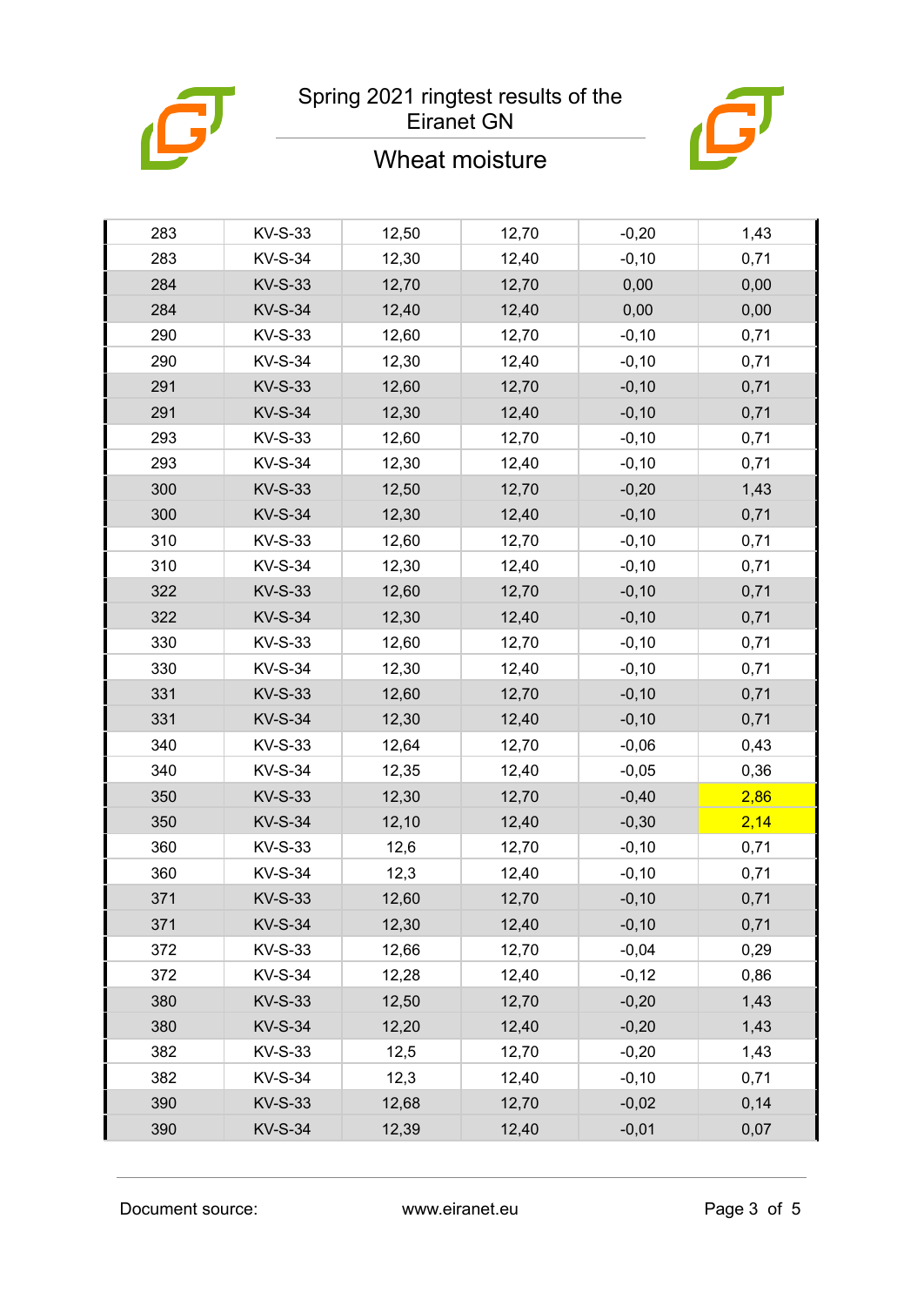# Spring 2021 ringtest results of the Eiranet GN

## Wheat moisture

| | | | | | |
|---|---|---|---|---|---|
| 283 | KV-S-33 | 12,50 | 12,70 | -0,20 | 1,43 |
| 283 | KV-S-34 | 12,30 | 12,40 | -0,10 | 0,71 |
| 284 | KV-S-33 | 12,70 | 12,70 | 0,00 | 0,00 |
| 284 | KV-S-34 | 12,40 | 12,40 | 0,00 | 0,00 |
| 290 | KV-S-33 | 12,60 | 12,70 | -0,10 | 0,71 |
| 290 | KV-S-34 | 12,30 | 12,40 | -0,10 | 0,71 |
| 291 | KV-S-33 | 12,60 | 12,70 | -0,10 | 0,71 |
| 291 | KV-S-34 | 12,30 | 12,40 | -0,10 | 0,71 |
| 293 | KV-S-33 | 12,60 | 12,70 | -0,10 | 0,71 |
| 293 | KV-S-34 | 12,30 | 12,40 | -0,10 | 0,71 |
| 300 | KV-S-33 | 12,50 | 12,70 | -0,20 | 1,43 |
| 300 | KV-S-34 | 12,30 | 12,40 | -0,10 | 0,71 |
| 310 | KV-S-33 | 12,60 | 12,70 | -0,10 | 0,71 |
| 310 | KV-S-34 | 12,30 | 12,40 | -0,10 | 0,71 |
| 322 | KV-S-33 | 12,60 | 12,70 | -0,10 | 0,71 |
| 322 | KV-S-34 | 12,30 | 12,40 | -0,10 | 0,71 |
| 330 | KV-S-33 | 12,60 | 12,70 | -0,10 | 0,71 |
| 330 | KV-S-34 | 12,30 | 12,40 | -0,10 | 0,71 |
| 331 | KV-S-33 | 12,60 | 12,70 | -0,10 | 0,71 |
| 331 | KV-S-34 | 12,30 | 12,40 | -0,10 | 0,71 |
| 340 | KV-S-33 | 12,64 | 12,70 | -0,06 | 0,43 |
| 340 | KV-S-34 | 12,35 | 12,40 | -0,05 | 0,36 |
| 350 | KV-S-33 | 12,30 | 12,70 | -0,40 | 2,86 |
| 350 | KV-S-34 | 12,10 | 12,40 | -0,30 | 2,14 |
| 360 | KV-S-33 | 12,6 | 12,70 | -0,10 | 0,71 |
| 360 | KV-S-34 | 12,3 | 12,40 | -0,10 | 0,71 |
| 371 | KV-S-33 | 12,60 | 12,70 | -0,10 | 0,71 |
| 371 | KV-S-34 | 12,30 | 12,40 | -0,10 | 0,71 |
| 372 | KV-S-33 | 12,66 | 12,70 | -0,04 | 0,29 |
| 372 | KV-S-34 | 12,28 | 12,40 | -0,12 | 0,86 |
| 380 | KV-S-33 | 12,50 | 12,70 | -0,20 | 1,43 |
| 380 | KV-S-34 | 12,20 | 12,40 | -0,20 | 1,43 |
| 382 | KV-S-33 | 12,5 | 12,70 | -0,20 | 1,43 |
| 382 | KV-S-34 | 12,3 | 12,40 | -0,10 | 0,71 |
| 390 | KV-S-33 | 12,68 | 12,70 | -0,02 | 0,14 |
| 390 | KV-S-34 | 12,39 | 12,40 | -0,01 | 0,07 |

Document source: www.eiranet.eu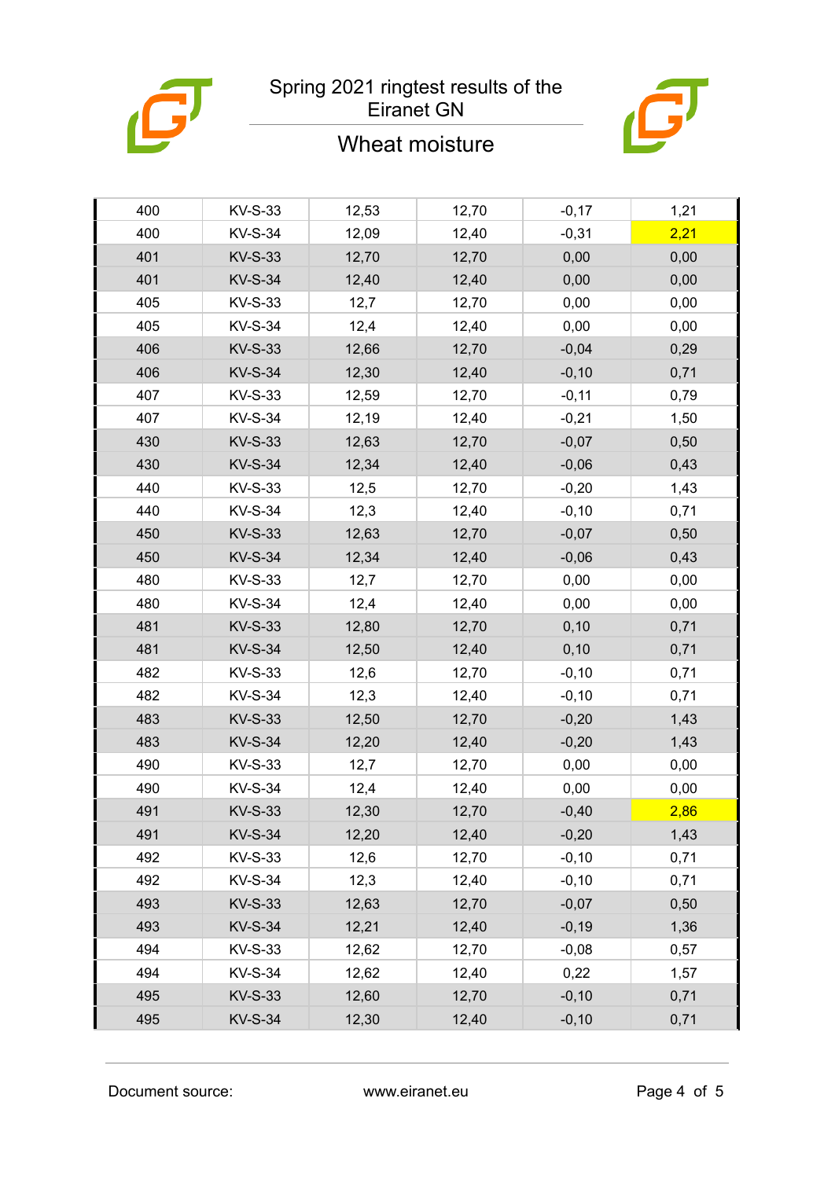# Spring 2021 ringtest results of the Eiranet GN

## Wheat moisture

| | | | | | |
|---|---|---|---|---|---|
| 400 | KV-S-33 | 12,53 | 12,70 | -0,17 | 1,21 |
| 400 | KV-S-34 | 12,09 | 12,40 | -0,31 | 2,21 |
| 401 | KV-S-33 | 12,70 | 12,70 | 0,00 | 0,00 |
| 401 | KV-S-34 | 12,40 | 12,40 | 0,00 | 0,00 |
| 405 | KV-S-33 | 12,7 | 12,70 | 0,00 | 0,00 |
| 405 | KV-S-34 | 12,4 | 12,40 | 0,00 | 0,00 |
| 406 | KV-S-33 | 12,66 | 12,70 | -0,04 | 0,29 |
| 406 | KV-S-34 | 12,30 | 12,40 | -0,10 | 0,71 |
| 407 | KV-S-33 | 12,59 | 12,70 | -0,11 | 0,79 |
| 407 | KV-S-34 | 12,19 | 12,40 | -0,21 | 1,50 |
| 430 | KV-S-33 | 12,63 | 12,70 | -0,07 | 0,50 |
| 430 | KV-S-34 | 12,34 | 12,40 | -0,06 | 0,43 |
| 440 | KV-S-33 | 12,5 | 12,70 | -0,20 | 1,43 |
| 440 | KV-S-34 | 12,3 | 12,40 | -0,10 | 0,71 |
| 450 | KV-S-33 | 12,63 | 12,70 | -0,07 | 0,50 |
| 450 | KV-S-34 | 12,34 | 12,40 | -0,06 | 0,43 |
| 480 | KV-S-33 | 12,7 | 12,70 | 0,00 | 0,00 |
| 480 | KV-S-34 | 12,4 | 12,40 | 0,00 | 0,00 |
| 481 | KV-S-33 | 12,80 | 12,70 | 0,10 | 0,71 |
| 481 | KV-S-34 | 12,50 | 12,40 | 0,10 | 0,71 |
| 482 | KV-S-33 | 12,6 | 12,70 | -0,10 | 0,71 |
| 482 | KV-S-34 | 12,3 | 12,40 | -0,10 | 0,71 |
| 483 | KV-S-33 | 12,50 | 12,70 | -0,20 | 1,43 |
| 483 | KV-S-34 | 12,20 | 12,40 | -0,20 | 1,43 |
| 490 | KV-S-33 | 12,7 | 12,70 | 0,00 | 0,00 |
| 490 | KV-S-34 | 12,4 | 12,40 | 0,00 | 0,00 |
| 491 | KV-S-33 | 12,30 | 12,70 | -0,40 | 2,86 |
| 491 | KV-S-34 | 12,20 | 12,40 | -0,20 | 1,43 |
| 492 | KV-S-33 | 12,6 | 12,70 | -0,10 | 0,71 |
| 492 | KV-S-34 | 12,3 | 12,40 | -0,10 | 0,71 |
| 493 | KV-S-33 | 12,63 | 12,70 | -0,07 | 0,50 |
| 493 | KV-S-34 | 12,21 | 12,40 | -0,19 | 1,36 |
| 494 | KV-S-33 | 12,62 | 12,70 | -0,08 | 0,57 |
| 494 | KV-S-34 | 12,62 | 12,40 | 0,22 | 1,57 |
| 495 | KV-S-33 | 12,60 | 12,70 | -0,10 | 0,71 |
| 495 | KV-S-34 | 12,30 | 12,40 | -0,10 | 0,71 |

Document source: www.eiranet.eu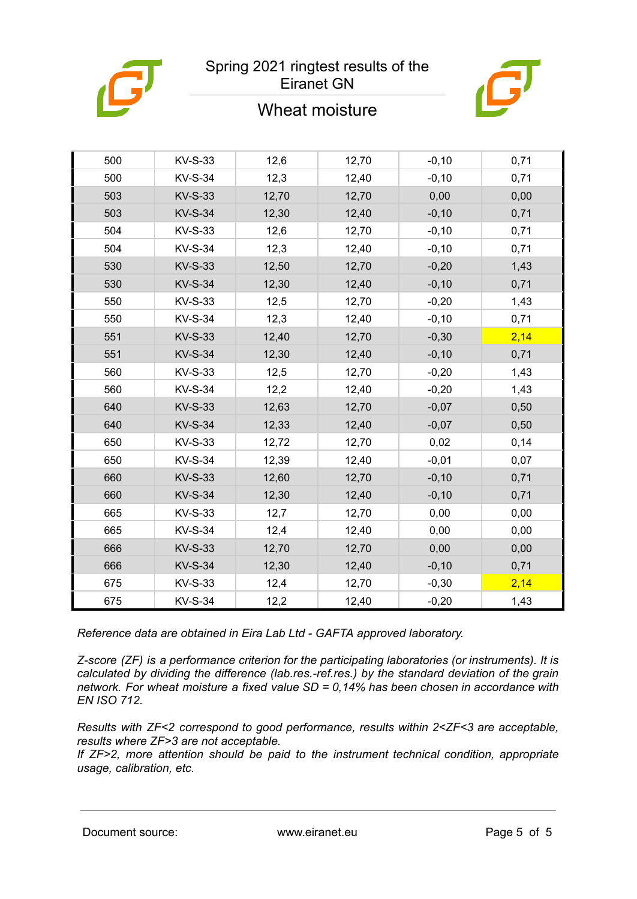Spring 2021 ringtest results of the Eiranet GN

## Wheat moisture

| | | | | | |
|---|---|---|---|---|---|
| 500 | KV-S-33 | 12,6 | 12,70 | -0,10 | 0,71 |
| 500 | KV-S-34 | 12,3 | 12,40 | -0,10 | 0,71 |
| 503 | KV-S-33 | 12,70 | 12,70 | 0,00 | 0,00 |
| 503 | KV-S-34 | 12,30 | 12,40 | -0,10 | 0,71 |
| 504 | KV-S-33 | 12,6 | 12,70 | -0,10 | 0,71 |
| 504 | KV-S-34 | 12,3 | 12,40 | -0,10 | 0,71 |
| 530 | KV-S-33 | 12,50 | 12,70 | -0,20 | 1,43 |
| 530 | KV-S-34 | 12,30 | 12,40 | -0,10 | 0,71 |
| 550 | KV-S-33 | 12,5 | 12,70 | -0,20 | 1,43 |
| 550 | KV-S-34 | 12,3 | 12,40 | -0,10 | 0,71 |
| 551 | KV-S-33 | 12,40 | 12,70 | -0,30 | 2,14 |
| 551 | KV-S-34 | 12,30 | 12,40 | -0,10 | 0,71 |
| 560 | KV-S-33 | 12,5 | 12,70 | -0,20 | 1,43 |
| 560 | KV-S-34 | 12,2 | 12,40 | -0,20 | 1,43 |
| 640 | KV-S-33 | 12,63 | 12,70 | -0,07 | 0,50 |
| 640 | KV-S-34 | 12,33 | 12,40 | -0,07 | 0,50 |
| 650 | KV-S-33 | 12,72 | 12,70 | 0,02 | 0,14 |
| 650 | KV-S-34 | 12,39 | 12,40 | -0,01 | 0,07 |
| 660 | KV-S-33 | 12,60 | 12,70 | -0,10 | 0,71 |
| 660 | KV-S-34 | 12,30 | 12,40 | -0,10 | 0,71 |
| 665 | KV-S-33 | 12,7 | 12,70 | 0,00 | 0,00 |
| 665 | KV-S-34 | 12,4 | 12,40 | 0,00 | 0,00 |
| 666 | KV-S-33 | 12,70 | 12,70 | 0,00 | 0,00 |
| 666 | KV-S-34 | 12,30 | 12,40 | -0,10 | 0,71 |
| 675 | KV-S-33 | 12,4 | 12,70 | -0,30 | 2,14 |
| 675 | KV-S-34 | 12,2 | 12,40 | -0,20 | 1,43 |

*Reference data are obtained in Eira Lab Ltd - GAFTA approved laboratory.*

*Z-score (ZF) is a performance criterion for the participating laboratories (or instruments). It is calculated by dividing the difference (lab.res.-ref.res.) by the standard deviation of the grain network. For wheat moisture a fixed value SD = 0,14% has been chosen in accordance with EN ISO 712.*

*Results with ZF<2 correspond to good performance, results within 2<ZF<3 are acceptable, results where ZF>3 are not acceptable.*
*If ZF>2, more attention should be paid to the instrument technical condition, appropriate usage, calibration, etc.*

Document source: www.eiranet.eu